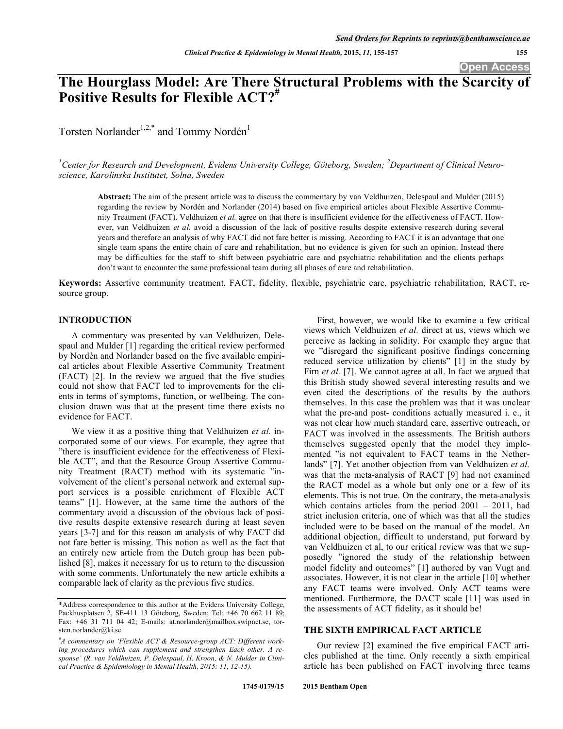# The Hourglass Model: Are There Structural Problems with the Scarcity of Positive Results for Flexible ACT?[#]

Torsten Norlander[1,2,*] and Tommy Nordén[1]

[1]*Center for Research and Development, Evidens University College, Göteborg, Sweden;* [2]*Department of Clinical Neuroscience, Karolinska Institutet, Solna, Sweden*

**Abstract:** The aim of the present article was to discuss the commentary by van Veldhuizen, Delespaul and Mulder (2015) regarding the review by Nordén and Norlander (2014) based on five empirical articles about Flexible Assertive Community Treatment (FACT). Veldhuizen *et al.* agree on that there is insufficient evidence for the effectiveness of FACT. However, van Veldhuizen *et al.* avoid a discussion of the lack of positive results despite extensive research during several years and therefore an analysis of why FACT did not fare better is missing. According to FACT it is an advantage that one single team spans the entire chain of care and rehabilitation, but no evidence is given for such an opinion. Instead there may be difficulties for the staff to shift between psychiatric care and psychiatric rehabilitation and the clients perhaps don't want to encounter the same professional team during all phases of care and rehabilitation.

**Keywords:** Assertive community treatment, FACT, fidelity, flexible, psychiatric care, psychiatric rehabilitation, RACT, resource group.

## INTRODUCTION

A commentary was presented by van Veldhuizen, Delespaul and Mulder [1] regarding the critical review performed by Nordén and Norlander based on the five available empirical articles about Flexible Assertive Community Treatment (FACT) [2]. In the review we argued that the five studies could not show that FACT led to improvements for the clients in terms of symptoms, function, or wellbeing. The conclusion drawn was that at the present time there exists no evidence for FACT.

We view it as a positive thing that Veldhuizen *et al.* incorporated some of our views. For example, they agree that "there is insufficient evidence for the effectiveness of Flexible ACT", and that the Resource Group Assertive Community Treatment (RACT) method with its systematic "involvement of the client's personal network and external support services is a possible enrichment of Flexible ACT teams" [1]. However, at the same time the authors of the commentary avoid a discussion of the obvious lack of positive results despite extensive research during at least seven years [3-7] and for this reason an analysis of why FACT did not fare better is missing. This notion as well as the fact that an entirely new article from the Dutch group has been published [8], makes it necessary for us to return to the discussion with some comments. Unfortunately the new article exhibits a comparable lack of clarity as the previous five studies.

First, however, we would like to examine a few critical views which Veldhuizen *et al.* direct at us, views which we perceive as lacking in solidity. For example they argue that we "disregard the significant positive findings concerning reduced service utilization by clients" [1] in the study by Firn *et al.* [7]. We cannot agree at all. In fact we argued that this British study showed several interesting results and we even cited the descriptions of the results by the authors themselves. In this case the problem was that it was unclear what the pre-and post- conditions actually measured i. e., it was not clear how much standard care, assertive outreach, or FACT was involved in the assessments. The British authors themselves suggested openly that the model they implemented "is not equivalent to FACT teams in the Netherlands" [7]. Yet another objection from van Veldhuizen *et al.* was that the meta-analysis of RACT [9] had not examined the RACT model as a whole but only one or a few of its elements. This is not true. On the contrary, the meta-analysis which contains articles from the period 2001 – 2011, had strict inclusion criteria, one of which was that all the studies included were to be based on the manual of the model. An additional objection, difficult to understand, put forward by van Veldhuizen et al, to our critical review was that we supposedly "ignored the study of the relationship between model fidelity and outcomes" [1] authored by van Vugt and associates. However, it is not clear in the article [10] whether any FACT teams were involved. Only ACT teams were mentioned. Furthermore, the DACT scale [11] was used in the assessments of ACT fidelity, as it should be!

## THE SIXTH EMPIRICAL FACT ARTICLE

Our review [2] examined the five empirical FACT articles published at the time. Only recently a sixth empirical article has been published on FACT involving three teams

---

*Address correspondence to this author at the Evidens University College, Packhusplatsen 2, SE-411 13 Göteborg, Sweden; Tel: +46 70 662 11 89; Fax: +46 31 711 04 42; E-mails: at.norlander@mailbox.swipnet.se, torsten.norlander@ki.se

[#]*A commentary on 'Flexible ACT & Resource-group ACT: Different working procedures which can supplement and strengthen Each other. A response' (R. van Veldhuizen, P. Delespaul, H. Kroon, & N. Mulder in Clinical Practice & Epidemiology in Mental Health, 2015: 11, 12-15).*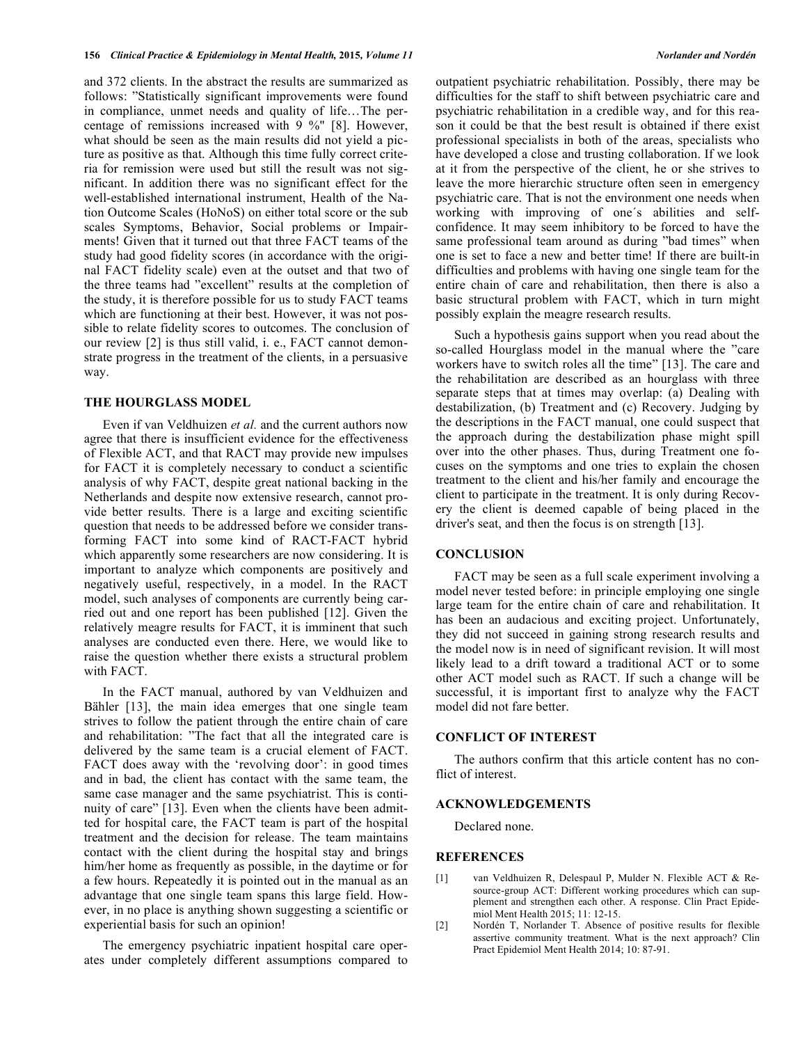and 372 clients. In the abstract the results are summarized as follows: "Statistically significant improvements were found in compliance, unmet needs and quality of life…The percentage of remissions increased with 9 %" [8]. However, what should be seen as the main results did not yield a picture as positive as that. Although this time fully correct criteria for remission were used but still the result was not significant. In addition there was no significant effect for the well-established international instrument, Health of the Nation Outcome Scales (HoNoS) on either total score or the sub scales Symptoms, Behavior, Social problems or Impairments! Given that it turned out that three FACT teams of the study had good fidelity scores (in accordance with the original FACT fidelity scale) even at the outset and that two of the three teams had "excellent" results at the completion of the study, it is therefore possible for us to study FACT teams which are functioning at their best. However, it was not possible to relate fidelity scores to outcomes. The conclusion of our review [2] is thus still valid, i. e., FACT cannot demonstrate progress in the treatment of the clients, in a persuasive way.

## THE HOURGLASS MODEL

Even if van Veldhuizen *et al.* and the current authors now agree that there is insufficient evidence for the effectiveness of Flexible ACT, and that RACT may provide new impulses for FACT it is completely necessary to conduct a scientific analysis of why FACT, despite great national backing in the Netherlands and despite now extensive research, cannot provide better results. There is a large and exciting scientific question that needs to be addressed before we consider transforming FACT into some kind of RACT-FACT hybrid which apparently some researchers are now considering. It is important to analyze which components are positively and negatively useful, respectively, in a model. In the RACT model, such analyses of components are currently being carried out and one report has been published [12]. Given the relatively meagre results for FACT, it is imminent that such analyses are conducted even there. Here, we would like to raise the question whether there exists a structural problem with FACT.

In the FACT manual, authored by van Veldhuizen and Bähler [13], the main idea emerges that one single team strives to follow the patient through the entire chain of care and rehabilitation: "The fact that all the integrated care is delivered by the same team is a crucial element of FACT. FACT does away with the 'revolving door': in good times and in bad, the client has contact with the same team, the same case manager and the same psychiatrist. This is continuity of care" [13]. Even when the clients have been admitted for hospital care, the FACT team is part of the hospital treatment and the decision for release. The team maintains contact with the client during the hospital stay and brings him/her home as frequently as possible, in the daytime or for a few hours. Repeatedly it is pointed out in the manual as an advantage that one single team spans this large field. However, in no place is anything shown suggesting a scientific or experiential basis for such an opinion!

The emergency psychiatric inpatient hospital care operates under completely different assumptions compared to outpatient psychiatric rehabilitation. Possibly, there may be difficulties for the staff to shift between psychiatric care and psychiatric rehabilitation in a credible way, and for this reason it could be that the best result is obtained if there exist professional specialists in both of the areas, specialists who have developed a close and trusting collaboration. If we look at it from the perspective of the client, he or she strives to leave the more hierarchic structure often seen in emergency psychiatric care. That is not the environment one needs when working with improving of one´s abilities and self-confidence. It may seem inhibitory to be forced to have the same professional team around as during "bad times" when one is set to face a new and better time! If there are built-in difficulties and problems with having one single team for the entire chain of care and rehabilitation, then there is also a basic structural problem with FACT, which in turn might possibly explain the meagre research results.

Such a hypothesis gains support when you read about the so-called Hourglass model in the manual where the "care workers have to switch roles all the time" [13]. The care and the rehabilitation are described as an hourglass with three separate steps that at times may overlap: (a) Dealing with destabilization, (b) Treatment and (c) Recovery. Judging by the descriptions in the FACT manual, one could suspect that the approach during the destabilization phase might spill over into the other phases. Thus, during Treatment one focuses on the symptoms and one tries to explain the chosen treatment to the client and his/her family and encourage the client to participate in the treatment. It is only during Recovery the client is deemed capable of being placed in the driver's seat, and then the focus is on strength [13].

## CONCLUSION

FACT may be seen as a full scale experiment involving a model never tested before: in principle employing one single large team for the entire chain of care and rehabilitation. It has been an audacious and exciting project. Unfortunately, they did not succeed in gaining strong research results and the model now is in need of significant revision. It will most likely lead to a drift toward a traditional ACT or to some other ACT model such as RACT. If such a change will be successful, it is important first to analyze why the FACT model did not fare better.

## CONFLICT OF INTEREST

The authors confirm that this article content has no conflict of interest.

## ACKNOWLEDGEMENTS

Declared none.

## REFERENCES

[1] van Veldhuizen R, Delespaul P, Mulder N. Flexible ACT & Resource-group ACT: Different working procedures which can supplement and strengthen each other. A response. Clin Pract Epidemiol Ment Health 2015; 11: 12-15.

[2] Nordén T, Norlander T. Absence of positive results for flexible assertive community treatment. What is the next approach? Clin Pract Epidemiol Ment Health 2014; 10: 87-91.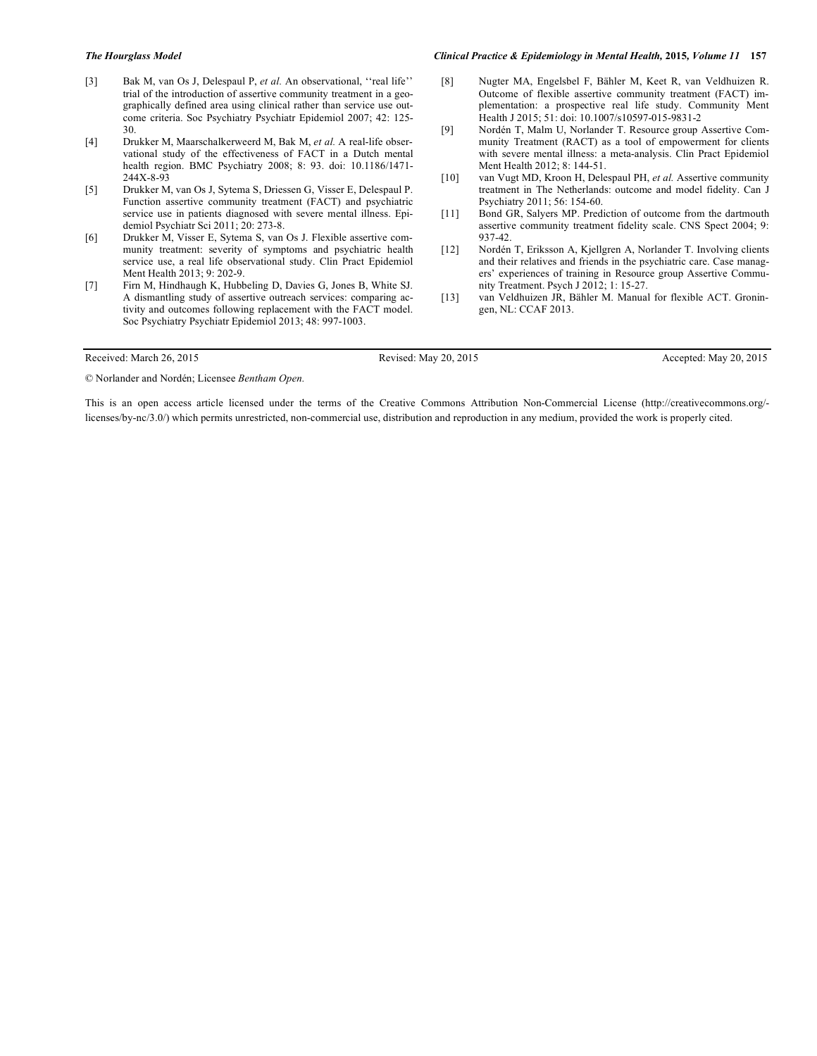[3] Bak M, van Os J, Delespaul P, *et al.* An observational, ''real life'' trial of the introduction of assertive community treatment in a geographically defined area using clinical rather than service use outcome criteria. Soc Psychiatry Psychiatr Epidemiol 2007; 42: 125-30.

[4] Drukker M, Maarschalkerweerd M, Bak M, *et al.* A real-life observational study of the effectiveness of FACT in a Dutch mental health region. BMC Psychiatry 2008; 8: 93. doi: 10.1186/1471-244X-8-93

[5] Drukker M, van Os J, Sytema S, Driessen G, Visser E, Delespaul P. Function assertive community treatment (FACT) and psychiatric service use in patients diagnosed with severe mental illness. Epidemiol Psychiatr Sci 2011; 20: 273-8.

[6] Drukker M, Visser E, Sytema S, van Os J. Flexible assertive community treatment: severity of symptoms and psychiatric health service use, a real life observational study. Clin Pract Epidemiol Ment Health 2013; 9: 202-9.

[7] Firn M, Hindhaugh K, Hubbeling D, Davies G, Jones B, White SJ. A dismantling study of assertive outreach services: comparing activity and outcomes following replacement with the FACT model. Soc Psychiatry Psychiatr Epidemiol 2013; 48: 997-1003.

[8] Nugter MA, Engelsbel F, Bähler M, Keet R, van Veldhuizen R. Outcome of flexible assertive community treatment (FACT) implementation: a prospective real life study. Community Ment Health J 2015; 51: doi: 10.1007/s10597-015-9831-2

[9] Nordén T, Malm U, Norlander T. Resource group Assertive Community Treatment (RACT) as a tool of empowerment for clients with severe mental illness: a meta-analysis. Clin Pract Epidemiol Ment Health 2012; 8: 144-51.

[10] van Vugt MD, Kroon H, Delespaul PH, *et al.* Assertive community treatment in The Netherlands: outcome and model fidelity. Can J Psychiatry 2011; 56: 154-60.

[11] Bond GR, Salyers MP. Prediction of outcome from the dartmouth assertive community treatment fidelity scale. CNS Spect 2004; 9: 937-42.

[12] Nordén T, Eriksson A, Kjellgren A, Norlander T. Involving clients and their relatives and friends in the psychiatric care. Case managers' experiences of training in Resource group Assertive Community Treatment. Psych J 2012; 1: 15-27.

[13] van Veldhuizen JR, Bähler M. Manual for flexible ACT. Groningen, NL: CCAF 2013.

Received: March 26, 2015 Revised: May 20, 2015 Accepted: May 20, 2015

© Norlander and Nordén; Licensee *Bentham Open.*

This is an open access article licensed under the terms of the Creative Commons Attribution Non-Commercial License (http://creativecommons.org/-licenses/by-nc/3.0/) which permits unrestricted, non-commercial use, distribution and reproduction in any medium, provided the work is properly cited.